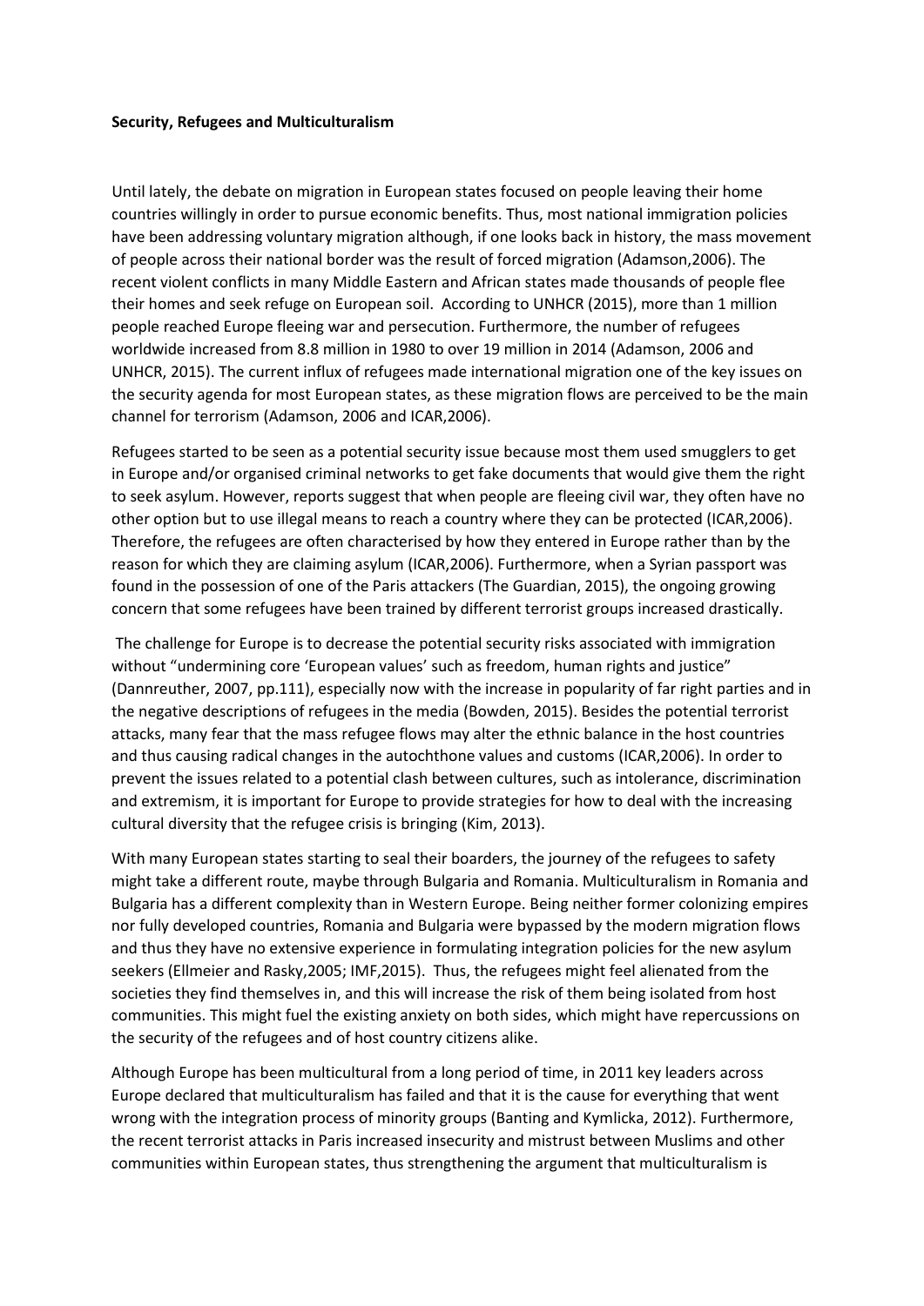**Security, Refugees and Multiculturalism**

Until lately, the debate on migration in European states focused on people leaving their home countries willingly in order to pursue economic benefits. Thus, most national immigration policies have been addressing voluntary migration although, if one looks back in history, the mass movement of people across their national border was the result of forced migration (Adamson,2006). The recent violent conflicts in many Middle Eastern and African states made thousands of people flee their homes and seek refuge on European soil. According to UNHCR (2015), more than 1 million people reached Europe fleeing war and persecution. Furthermore, the number of refugees worldwide increased from 8.8 million in 1980 to over 19 million in 2014 (Adamson, 2006 and UNHCR, 2015). The current influx of refugees made international migration one of the key issues on the security agenda for most European states, as these migration flows are perceived to be the main channel for terrorism (Adamson, 2006 and ICAR,2006).

Refugees started to be seen as a potential security issue because most them used smugglers to get in Europe and/or organised criminal networks to get fake documents that would give them the right to seek asylum. However, reports suggest that when people are fleeing civil war, they often have no other option but to use illegal means to reach a country where they can be protected (ICAR,2006). Therefore, the refugees are often characterised by how they entered in Europe rather than by the reason for which they are claiming asylum (ICAR,2006). Furthermore, when a Syrian passport was found in the possession of one of the Paris attackers (The Guardian, 2015), the ongoing growing concern that some refugees have been trained by different terrorist groups increased drastically.

The challenge for Europe is to decrease the potential security risks associated with immigration without "undermining core 'European values' such as freedom, human rights and justice" (Dannreuther, 2007, pp.111), especially now with the increase in popularity of far right parties and in the negative descriptions of refugees in the media (Bowden, 2015). Besides the potential terrorist attacks, many fear that the mass refugee flows may alter the ethnic balance in the host countries and thus causing radical changes in the autochthone values and customs (ICAR,2006). In order to prevent the issues related to a potential clash between cultures, such as intolerance, discrimination and extremism, it is important for Europe to provide strategies for how to deal with the increasing cultural diversity that the refugee crisis is bringing (Kim, 2013).

With many European states starting to seal their boarders, the journey of the refugees to safety might take a different route, maybe through Bulgaria and Romania. Multiculturalism in Romania and Bulgaria has a different complexity than in Western Europe. Being neither former colonizing empires nor fully developed countries, Romania and Bulgaria were bypassed by the modern migration flows and thus they have no extensive experience in formulating integration policies for the new asylum seekers (Ellmeier and Rasky,2005; IMF,2015). Thus, the refugees might feel alienated from the societies they find themselves in, and this will increase the risk of them being isolated from host communities. This might fuel the existing anxiety on both sides, which might have repercussions on the security of the refugees and of host country citizens alike.

Although Europe has been multicultural from a long period of time, in 2011 key leaders across Europe declared that multiculturalism has failed and that it is the cause for everything that went wrong with the integration process of minority groups (Banting and Kymlicka, 2012). Furthermore, the recent terrorist attacks in Paris increased insecurity and mistrust between Muslims and other communities within European states, thus strengthening the argument that multiculturalism is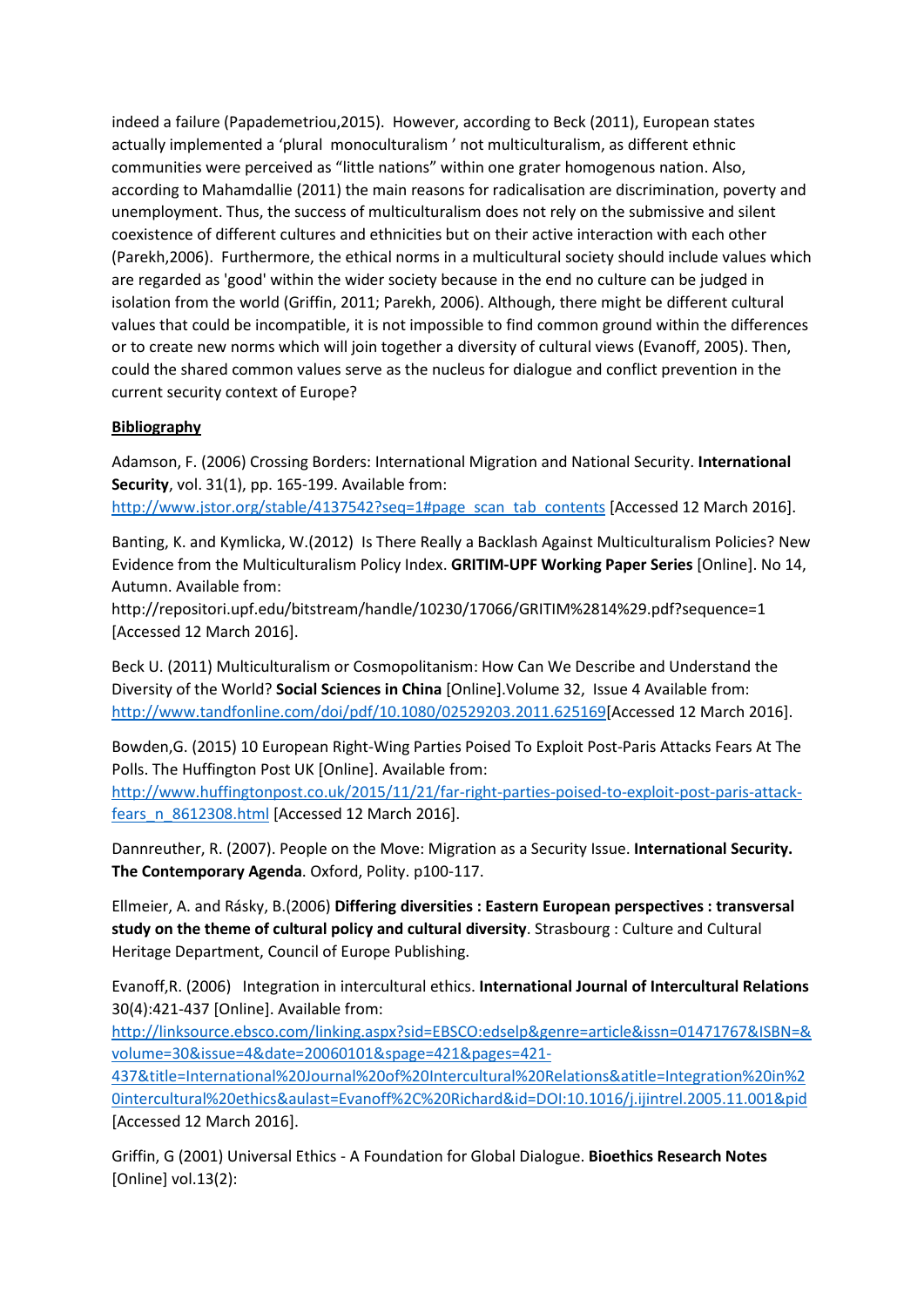indeed a failure (Papademetriou,2015). However, according to Beck (2011), European states actually implemented a 'plural monoculturalism ' not multiculturalism, as different ethnic communities were perceived as "little nations" within one grater homogenous nation. Also, according to Mahamdallie (2011) the main reasons for radicalisation are discrimination, poverty and unemployment. Thus, the success of multiculturalism does not rely on the submissive and silent coexistence of different cultures and ethnicities but on their active interaction with each other (Parekh,2006). Furthermore, the ethical norms in a multicultural society should include values which are regarded as 'good' within the wider society because in the end no culture can be judged in isolation from the world (Griffin, 2011; Parekh, 2006). Although, there might be different cultural values that could be incompatible, it is not impossible to find common ground within the differences or to create new norms which will join together a diversity of cultural views (Evanoff, 2005). Then, could the shared common values serve as the nucleus for dialogue and conflict prevention in the current security context of Europe?

**Bibliography**

Adamson, F. (2006) Crossing Borders: International Migration and National Security. **International Security**, vol. 31(1), pp. 165-199. Available from: http://www.jstor.org/stable/4137542?seq=1#page_scan_tab_contents [Accessed 12 March 2016].

Banting, K. and Kymlicka, W.(2012) Is There Really a Backlash Against Multiculturalism Policies? New Evidence from the Multiculturalism Policy Index. **GRITIM-UPF Working Paper Series** [Online]. No 14, Autumn. Available from: http://repositori.upf.edu/bitstream/handle/10230/17066/GRITIM%2814%29.pdf?sequence=1 [Accessed 12 March 2016].

Beck U. (2011) Multiculturalism or Cosmopolitanism: How Can We Describe and Understand the Diversity of the World? **Social Sciences in China** [Online].Volume 32, Issue 4 Available from: http://www.tandfonline.com/doi/pdf/10.1080/02529203.2011.625169[Accessed 12 March 2016].

Bowden,G. (2015) 10 European Right-Wing Parties Poised To Exploit Post-Paris Attacks Fears At The Polls. The Huffington Post UK [Online]. Available from: http://www.huffingtonpost.co.uk/2015/11/21/far-right-parties-poised-to-exploit-post-paris-attack-fears_n_8612308.html [Accessed 12 March 2016].

Dannreuther, R. (2007). People on the Move: Migration as a Security Issue. **International Security. The Contemporary Agenda**. Oxford, Polity. p100-117.

Ellmeier, A. and Rásky, B.(2006) **Differing diversities : Eastern European perspectives : transversal study on the theme of cultural policy and cultural diversity**. Strasbourg : Culture and Cultural Heritage Department, Council of Europe Publishing.

Evanoff,R. (2006) Integration in intercultural ethics. **International Journal of Intercultural Relations** 30(4):421-437 [Online]. Available from: http://linksource.ebsco.com/linking.aspx?sid=EBSCO:edselp&genre=article&issn=01471767&ISBN=&volume=30&issue=4&date=20060101&spage=421&pages=421-437&title=International%20Journal%20of%20Intercultural%20Relations&atitle=Integration%20in%20intercultural%20ethics&aulast=Evanoff%2C%20Richard&id=DOI:10.1016/j.ijintrel.2005.11.001&pid [Accessed 12 March 2016].

Griffin, G (2001) Universal Ethics - A Foundation for Global Dialogue. **Bioethics Research Notes** [Online] vol.13(2):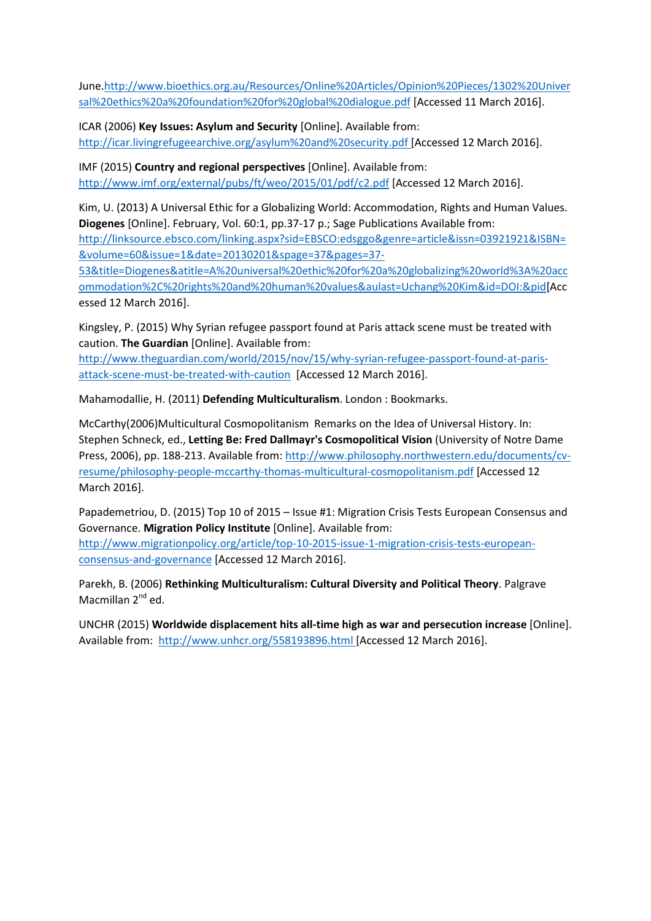June.http://www.bioethics.org.au/Resources/Online%20Articles/Opinion%20Pieces/1302%20Universal%20ethics%20a%20foundation%20for%20global%20dialogue.pdf [Accessed 11 March 2016].

ICAR (2006) **Key Issues: Asylum and Security** [Online]. Available from: http://icar.livingrefugeearchive.org/asylum%20and%20security.pdf [Accessed 12 March 2016].

IMF (2015) **Country and regional perspectives** [Online]. Available from: http://www.imf.org/external/pubs/ft/weo/2015/01/pdf/c2.pdf [Accessed 12 March 2016].

Kim, U. (2013) A Universal Ethic for a Globalizing World: Accommodation, Rights and Human Values. **Diogenes** [Online]. February, Vol. 60:1, pp.37-17 p.; Sage Publications Available from: http://linksource.ebsco.com/linking.aspx?sid=EBSCO:edsggo&genre=article&issn=03921921&ISBN=&volume=60&issue=1&date=20130201&spage=37&pages=37-53&title=Diogenes&atitle=A%20universal%20ethic%20for%20a%20globalizing%20world%3A%20accommodation%2C%20rights%20and%20human%20values&aulast=Uchang%20Kim&id=DOI:&pid[Accessed 12 March 2016].

Kingsley, P. (2015) Why Syrian refugee passport found at Paris attack scene must be treated with caution. **The Guardian** [Online]. Available from: http://www.theguardian.com/world/2015/nov/15/why-syrian-refugee-passport-found-at-paris-attack-scene-must-be-treated-with-caution [Accessed 12 March 2016].

Mahamodallie, H. (2011) **Defending Multiculturalism**. London : Bookmarks.

McCarthy(2006)Multicultural Cosmopolitanism Remarks on the Idea of Universal History. In: Stephen Schneck, ed., **Letting Be: Fred Dallmayr's Cosmopolitical Vision** (University of Notre Dame Press, 2006), pp. 188-213. Available from: http://www.philosophy.northwestern.edu/documents/cv-resume/philosophy-people-mccarthy-thomas-multicultural-cosmopolitanism.pdf [Accessed 12 March 2016].

Papademetriou, D. (2015) Top 10 of 2015 – Issue #1: Migration Crisis Tests European Consensus and Governance. **Migration Policy Institute** [Online]. Available from: http://www.migrationpolicy.org/article/top-10-2015-issue-1-migration-crisis-tests-european-consensus-and-governance [Accessed 12 March 2016].

Parekh, B. (2006) **Rethinking Multiculturalism: Cultural Diversity and Political Theory**. Palgrave Macmillan 2nd ed.

UNCHR (2015) **Worldwide displacement hits all-time high as war and persecution increase** [Online]. Available from: http://www.unhcr.org/558193896.html [Accessed 12 March 2016].